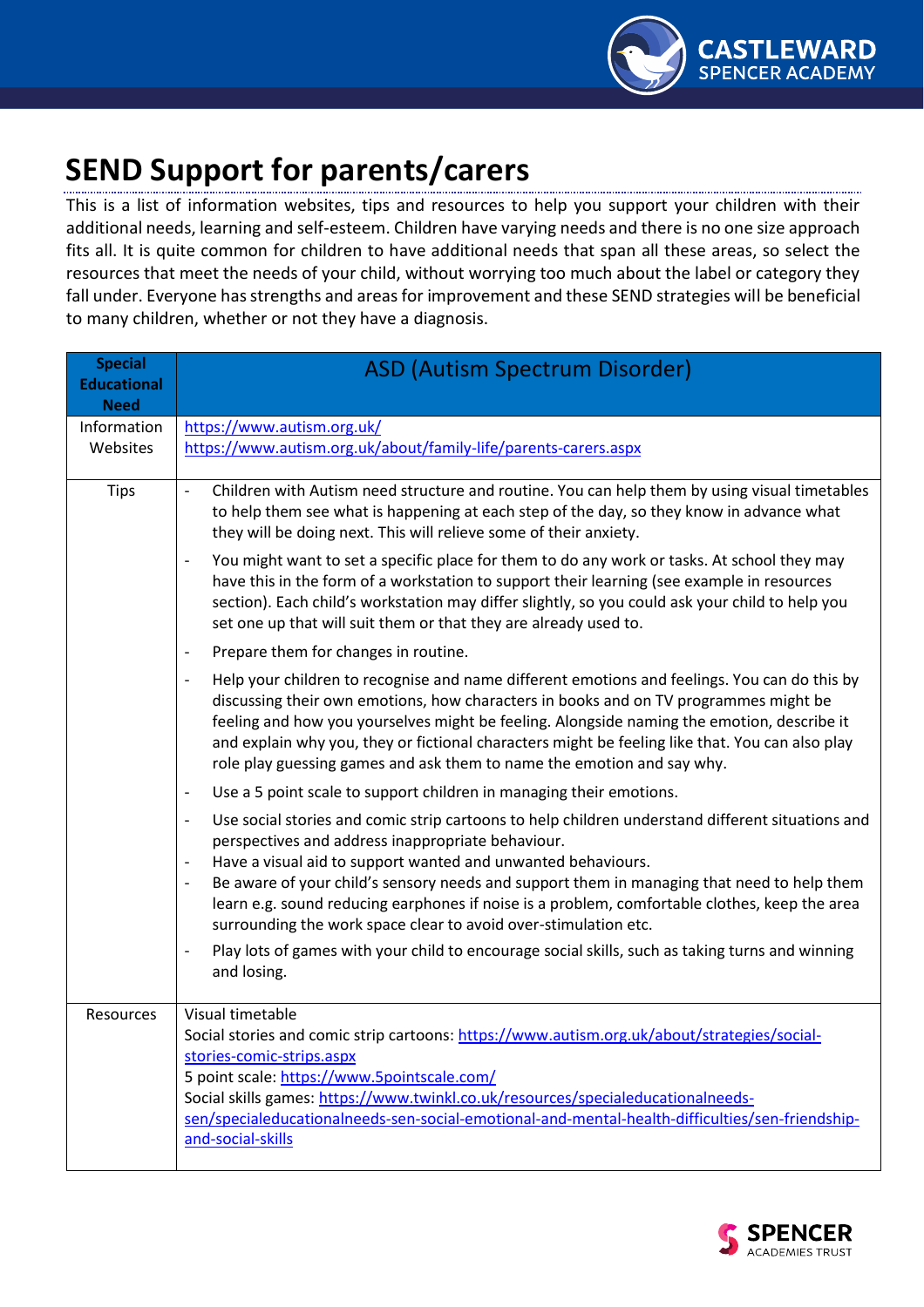# SEND Support for parents/carers

This is a list of information websites, tips and resources to help you support your children with their additional needs, learning and self-esteem. Children have varying needs and there is no one size approach fits all. It is quite common for children to have additional needs that span all these areas, so select the resources that meet the needs of your child, without worrying too much about the label or category they fall under. Everyone has strengths and areas for improvement and these SEND strategies will be beneficial to many children, whether or not they have a diagnosis.

| Special Educational Need | ASD (Autism Spectrum Disorder) |
|---|---|
| Information Websites | https://www.autism.org.uk/<br>https://www.autism.org.uk/about/family-life/parents-carers.aspx |
| Tips | - Children with Autism need structure and routine. You can help them by using visual timetables to help them see what is happening at each step of the day, so they know in advance what they will be doing next. This will relieve some of their anxiety.<br>- You might want to set a specific place for them to do any work or tasks. At school they may have this in the form of a workstation to support their learning (see example in resources section). Each child's workstation may differ slightly, so you could ask your child to help you set one up that will suit them or that they are already used to.<br>- Prepare them for changes in routine.<br>- Help your children to recognise and name different emotions and feelings. You can do this by discussing their own emotions, how characters in books and on TV programmes might be feeling and how you yourselves might be feeling. Alongside naming the emotion, describe it and explain why you, they or fictional characters might be feeling like that. You can also play role play guessing games and ask them to name the emotion and say why.<br>- Use a 5 point scale to support children in managing their emotions.<br>- Use social stories and comic strip cartoons to help children understand different situations and perspectives and address inappropriate behaviour.<br>- Have a visual aid to support wanted and unwanted behaviours.<br>- Be aware of your child's sensory needs and support them in managing that need to help them learn e.g. sound reducing earphones if noise is a problem, comfortable clothes, keep the area surrounding the work space clear to avoid over-stimulation etc.<br>- Play lots of games with your child to encourage social skills, such as taking turns and winning and losing. |
| Resources | Visual timetable<br>Social stories and comic strip cartoons: https://www.autism.org.uk/about/strategies/social-stories-comic-strips.aspx<br>5 point scale: https://www.5pointscale.com/<br>Social skills games: https://www.twinkl.co.uk/resources/specialeducationalneeds-sen/specialeducationalneeds-sen-social-emotional-and-mental-health-difficulties/sen-friendship-and-social-skills |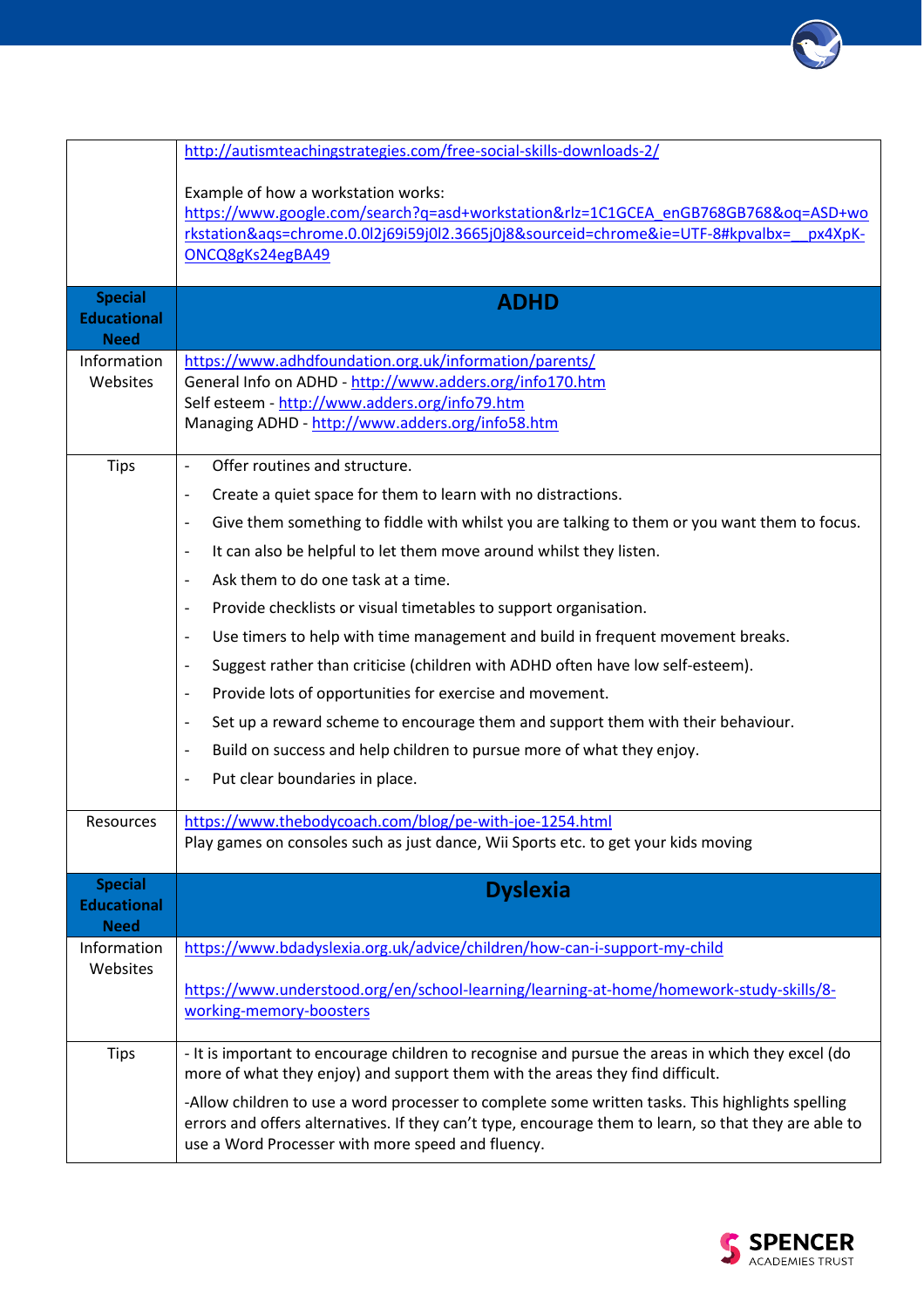| | |
|---|---|
| | http://autismteachingstrategies.com/free-social-skills-downloads-2/<br><br>Example of how a workstation works:<br>https://www.google.com/search?q=asd+workstation&rlz=1C1GCEA_enGB768GB768&oq=ASD+workstation&aqs=chrome.0.0l2j69i59j0l2.3665j0j8&sourceid=chrome&ie=UTF-8#kpvalbx=__px4XpK-ONCQ8gKs24egBA49 |
| **Special Educational Need** | **ADHD** |
| Information Websites | https://www.adhdfoundation.org.uk/information/parents/<br>General Info on ADHD - http://www.adders.org/info170.htm<br>Self esteem - http://www.adders.org/info79.htm<br>Managing ADHD - http://www.adders.org/info58.htm |
| Tips | - Offer routines and structure.<br>- Create a quiet space for them to learn with no distractions.<br>- Give them something to fiddle with whilst you are talking to them or you want them to focus.<br>- It can also be helpful to let them move around whilst they listen.<br>- Ask them to do one task at a time.<br>- Provide checklists or visual timetables to support organisation.<br>- Use timers to help with time management and build in frequent movement breaks.<br>- Suggest rather than criticise (children with ADHD often have low self-esteem).<br>- Provide lots of opportunities for exercise and movement.<br>- Set up a reward scheme to encourage them and support them with their behaviour.<br>- Build on success and help children to pursue more of what they enjoy.<br>- Put clear boundaries in place. |
| Resources | https://www.thebodycoach.com/blog/pe-with-joe-1254.html<br>Play games on consoles such as just dance, Wii Sports etc. to get your kids moving |
| **Special Educational Need** | **Dyslexia** |
| Information Websites | https://www.bdadyslexia.org.uk/advice/children/how-can-i-support-my-child<br><br>https://www.understood.org/en/school-learning/learning-at-home/homework-study-skills/8-working-memory-boosters |
| Tips | - It is important to encourage children to recognise and pursue the areas in which they excel (do more of what they enjoy) and support them with the areas they find difficult.<br><br>-Allow children to use a word processer to complete some written tasks. This highlights spelling errors and offers alternatives. If they can't type, encourage them to learn, so that they are able to use a Word Processer with more speed and fluency. |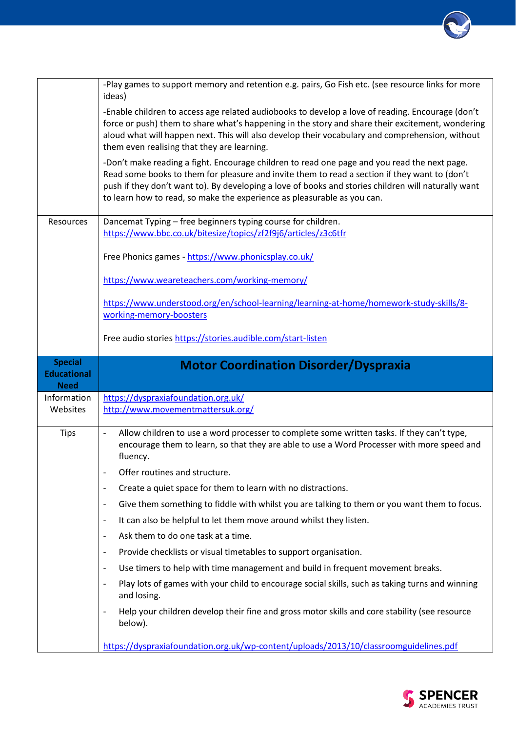| | |
|---|---|
| | -Play games to support memory and retention e.g. pairs, Go Fish etc. (see resource links for more ideas)<br><br>-Enable children to access age related audiobooks to develop a love of reading. Encourage (don't force or push) them to share what's happening in the story and share their excitement, wondering aloud what will happen next. This will also develop their vocabulary and comprehension, without them even realising that they are learning.<br><br>-Don't make reading a fight. Encourage children to read one page and you read the next page. Read some books to them for pleasure and invite them to read a section if they want to (don't push if they don't want to). By developing a love of books and stories children will naturally want to learn how to read, so make the experience as pleasurable as you can. |
| Resources | Dancemat Typing – free beginners typing course for children. https://www.bbc.co.uk/bitesize/topics/zf2f9j6/articles/z3c6tfr<br><br>Free Phonics games - https://www.phonicsplay.co.uk/<br><br>https://www.weareteachers.com/working-memory/<br><br>https://www.understood.org/en/school-learning/learning-at-home/homework-study-skills/8-working-memory-boosters<br><br>Free audio stories https://stories.audible.com/start-listen |
| **Special Educational Need** | **Motor Coordination Disorder/Dyspraxia** |
| Information Websites | https://dyspraxiafoundation.org.uk/<br>http://www.movementmattersuk.org/ |
| Tips | - Allow children to use a word processer to complete some written tasks. If they can't type, encourage them to learn, so that they are able to use a Word Processer with more speed and fluency.<br>- Offer routines and structure.<br>- Create a quiet space for them to learn with no distractions.<br>- Give them something to fiddle with whilst you are talking to them or you want them to focus.<br>- It can also be helpful to let them move around whilst they listen.<br>- Ask them to do one task at a time.<br>- Provide checklists or visual timetables to support organisation.<br>- Use timers to help with time management and build in frequent movement breaks.<br>- Play lots of games with your child to encourage social skills, such as taking turns and winning and losing.<br>- Help your children develop their fine and gross motor skills and core stability (see resource below).<br><br>https://dyspraxiafoundation.org.uk/wp-content/uploads/2013/10/classroomguidelines.pdf |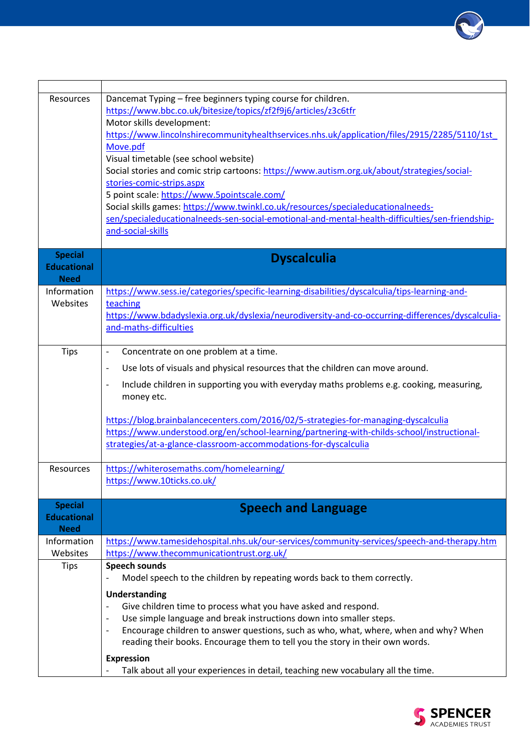| | |
|---|---|
| Resources | Dancemat Typing – free beginners typing course for children.<br>https://www.bbc.co.uk/bitesize/topics/zf2f9j6/articles/z3c6tfr<br>Motor skills development:<br>https://www.lincolnshirecommunityhealthservices.nhs.uk/application/files/2915/2285/5110/1st_Move.pdf<br>Visual timetable (see school website)<br>Social stories and comic strip cartoons: https://www.autism.org.uk/about/strategies/social-stories-comic-strips.aspx<br>5 point scale: https://www.5pointscale.com/<br>Social skills games: https://www.twinkl.co.uk/resources/specialeducationalneeds-sen/specialeducationalneeds-sen-social-emotional-and-mental-health-difficulties/sen-friendship-and-social-skills |
| **Special Educational Need** | **Dyscalculia** |
| Information Websites | https://www.sess.ie/categories/specific-learning-disabilities/dyscalculia/tips-learning-and-teaching<br>https://www.bdadyslexia.org.uk/dyslexia/neurodiversity-and-co-occurring-differences/dyscalculia-and-maths-difficulties |
| Tips | - Concentrate on one problem at a time.<br>- Use lots of visuals and physical resources that the children can move around.<br>- Include children in supporting you with everyday maths problems e.g. cooking, measuring, money etc.<br><br>https://blog.brainbalancecenters.com/2016/02/5-strategies-for-managing-dyscalculia<br>https://www.understood.org/en/school-learning/partnering-with-childs-school/instructional-strategies/at-a-glance-classroom-accommodations-for-dyscalculia |
| Resources | https://whiterosemaths.com/homelearning/<br>https://www.10ticks.co.uk/ |
| **Special Educational Need** | **Speech and Language** |
| Information Websites | https://www.tamesidehospital.nhs.uk/our-services/community-services/speech-and-therapy.htm<br>https://www.thecommunicationtrust.org.uk/ |
| Tips | **Speech sounds**<br>- Model speech to the children by repeating words back to them correctly.<br><br>**Understanding**<br>- Give children time to process what you have asked and respond.<br>- Use simple language and break instructions down into smaller steps.<br>- Encourage children to answer questions, such as who, what, where, when and why? When reading their books. Encourage them to tell you the story in their own words.<br><br>**Expression**<br>- Talk about all your experiences in detail, teaching new vocabulary all the time. |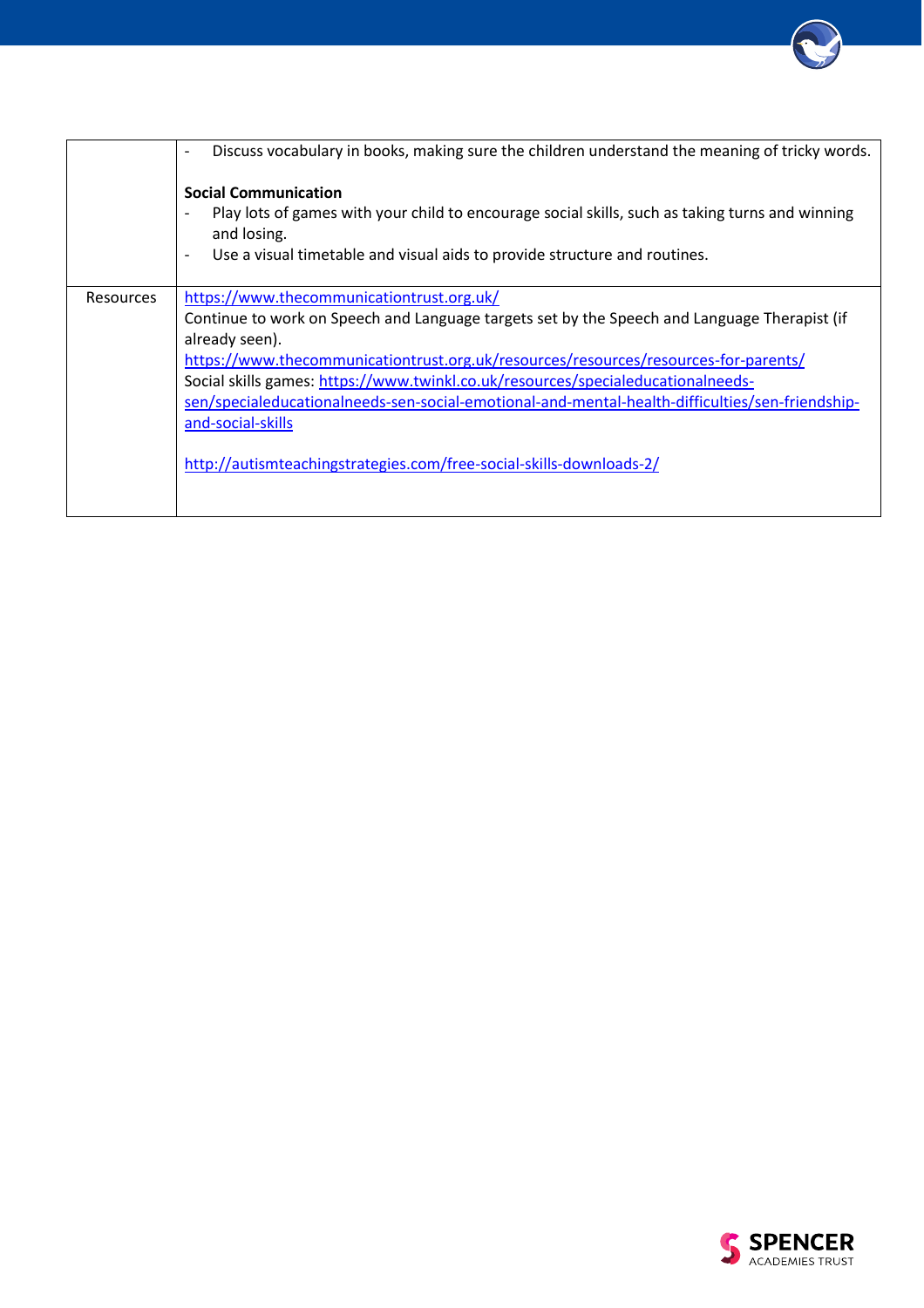| | |
|---|---|
| | - Discuss vocabulary in books, making sure the children understand the meaning of tricky words.<br><br>**Social Communication**<br>- Play lots of games with your child to encourage social skills, such as taking turns and winning and losing.<br>- Use a visual timetable and visual aids to provide structure and routines. |
| Resources | https://www.thecommunicationtrust.org.uk/<br>Continue to work on Speech and Language targets set by the Speech and Language Therapist (if already seen).<br>https://www.thecommunicationtrust.org.uk/resources/resources/resources-for-parents/<br>Social skills games: https://www.twinkl.co.uk/resources/specialeducationalneeds-sen/specialeducationalneeds-sen-social-emotional-and-mental-health-difficulties/sen-friendship-and-social-skills<br><br>http://autismteachingstrategies.com/free-social-skills-downloads-2/ |